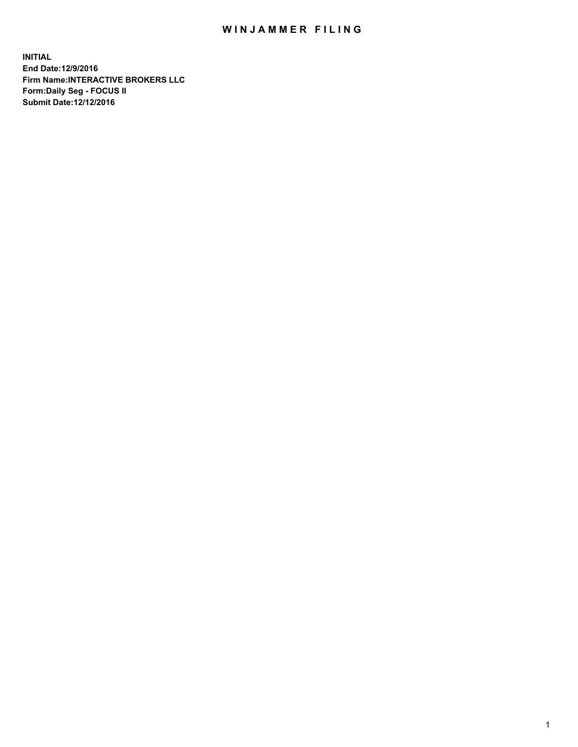# WINJAMMER FILING

**INITIAL**
**End Date:12/9/2016**
**Firm Name:INTERACTIVE BROKERS LLC**
**Form:Daily Seg - FOCUS II**
**Submit Date:12/12/2016**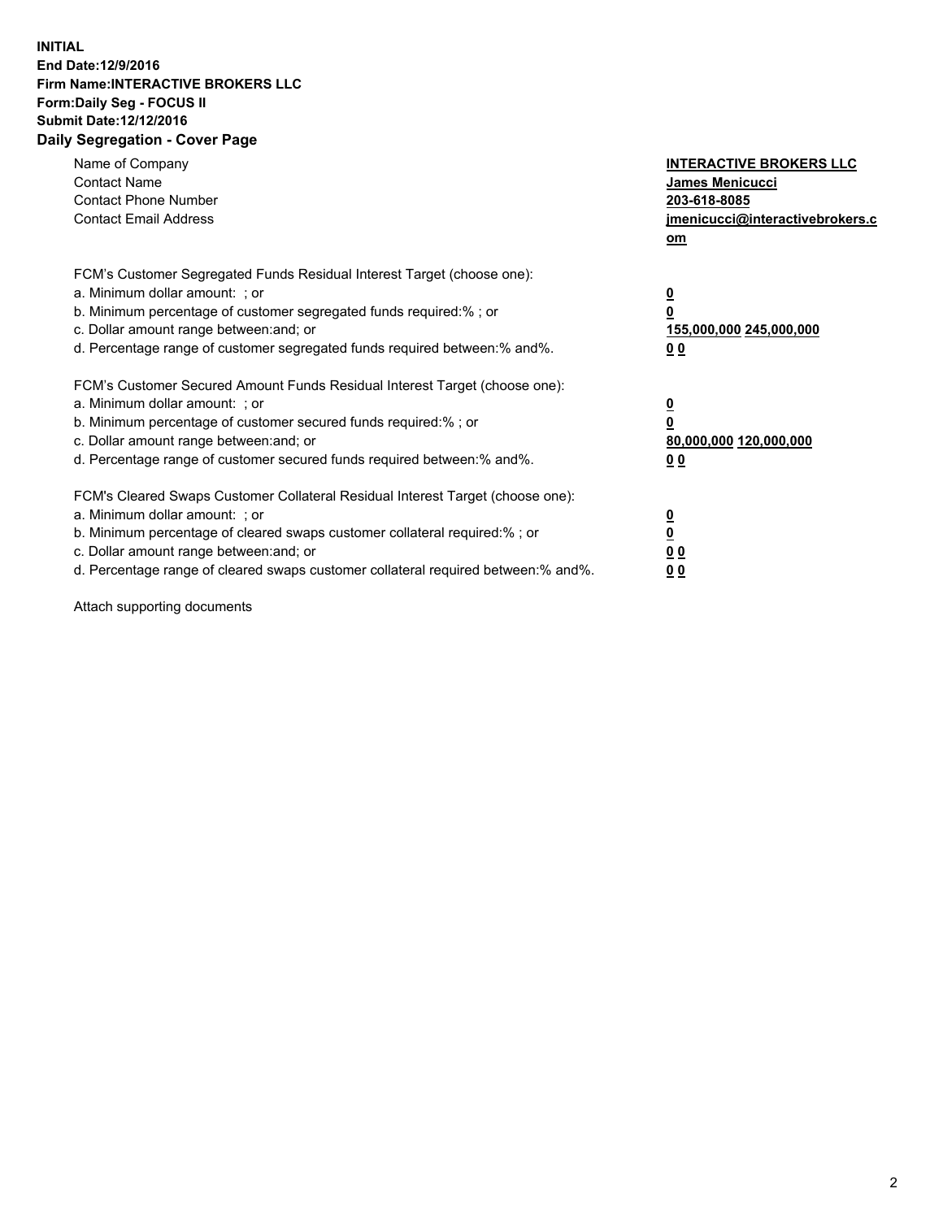**INITIAL**
**End Date:12/9/2016**
**Firm Name:INTERACTIVE BROKERS LLC**
**Form:Daily Seg - FOCUS II**
**Submit Date:12/12/2016**
**Daily Segregation - Cover Page**

| | |
|---|---|
| Name of Company | **INTERACTIVE BROKERS LLC** |
| Contact Name | **James Menicucci** |
| Contact Phone Number | **203-618-8085** |
| Contact Email Address | **jmenicucci@interactivebrokers.com** |

FCM's Customer Segregated Funds Residual Interest Target (choose one):

| | |
|---|---|
| a. Minimum dollar amount: ; or | **0** |
| b. Minimum percentage of customer segregated funds required:% ; or | **0** |
| c. Dollar amount range between:and; or | **155,000,000 245,000,000** |
| d. Percentage range of customer segregated funds required between:% and%. | **0 0** |

FCM's Customer Secured Amount Funds Residual Interest Target (choose one):

| | |
|---|---|
| a. Minimum dollar amount: ; or | **0** |
| b. Minimum percentage of customer secured funds required:% ; or | **0** |
| c. Dollar amount range between:and; or | **80,000,000 120,000,000** |
| d. Percentage range of customer secured funds required between:% and%. | **0 0** |

FCM's Cleared Swaps Customer Collateral Residual Interest Target (choose one):

| | |
|---|---|
| a. Minimum dollar amount: ; or | **0** |
| b. Minimum percentage of cleared swaps customer collateral required:% ; or | **0** |
| c. Dollar amount range between:and; or | **0 0** |
| d. Percentage range of cleared swaps customer collateral required between:% and%. | **0 0** |

Attach supporting documents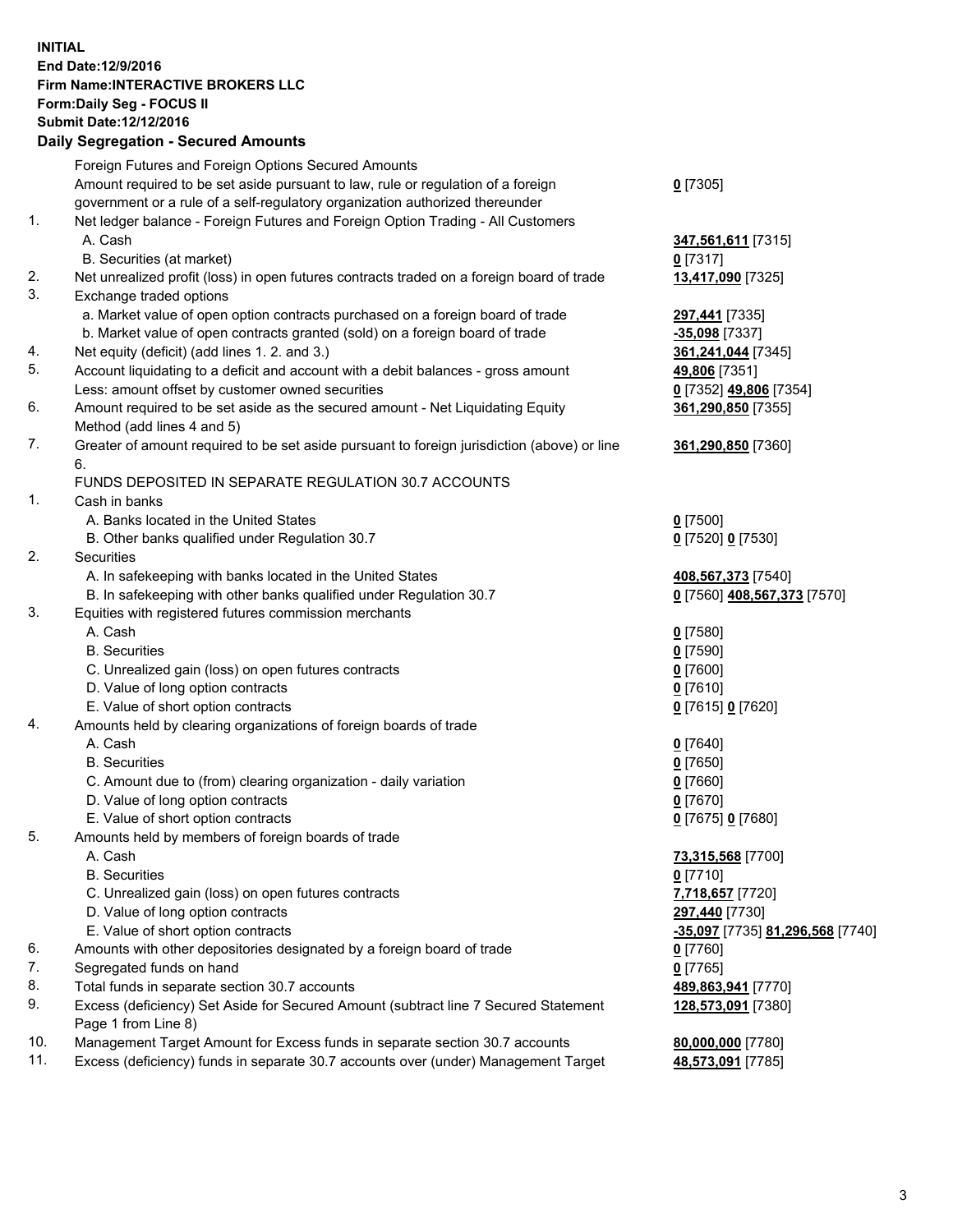**INITIAL**
**End Date:12/9/2016**
**Firm Name:INTERACTIVE BROKERS LLC**
**Form:Daily Seg - FOCUS II**
**Submit Date:12/12/2016**

**Daily Segregation - Secured Amounts**

| | | |
|---|---|---|
| | Foreign Futures and Foreign Options Secured Amounts | |
| | Amount required to be set aside pursuant to law, rule or regulation of a foreign government or a rule of a self-regulatory organization authorized thereunder | **0** [7305] |
| 1. | Net ledger balance - Foreign Futures and Foreign Option Trading - All Customers | |
| | A. Cash | **347,561,611** [7315] |
| | B. Securities (at market) | **0** [7317] |
| 2. | Net unrealized profit (loss) in open futures contracts traded on a foreign board of trade | **13,417,090** [7325] |
| 3. | Exchange traded options | |
| | a. Market value of open option contracts purchased on a foreign board of trade | **297,441** [7335] |
| | b. Market value of open contracts granted (sold) on a foreign board of trade | **-35,098** [7337] |
| 4. | Net equity (deficit) (add lines 1. 2. and 3.) | **361,241,044** [7345] |
| 5. | Account liquidating to a deficit and account with a debit balances - gross amount | **49,806** [7351] |
| | Less: amount offset by customer owned securities | **0** [7352] **49,806** [7354] |
| 6. | Amount required to be set aside as the secured amount - Net Liquidating Equity Method (add lines 4 and 5) | **361,290,850** [7355] |
| 7. | Greater of amount required to be set aside pursuant to foreign jurisdiction (above) or line 6. | **361,290,850** [7360] |
| | FUNDS DEPOSITED IN SEPARATE REGULATION 30.7 ACCOUNTS | |
| 1. | Cash in banks | |
| | A. Banks located in the United States | **0** [7500] |
| | B. Other banks qualified under Regulation 30.7 | **0** [7520] **0** [7530] |
| 2. | Securities | |
| | A. In safekeeping with banks located in the United States | **408,567,373** [7540] |
| | B. In safekeeping with other banks qualified under Regulation 30.7 | **0** [7560] **408,567,373** [7570] |
| 3. | Equities with registered futures commission merchants | |
| | A. Cash | **0** [7580] |
| | B. Securities | **0** [7590] |
| | C. Unrealized gain (loss) on open futures contracts | **0** [7600] |
| | D. Value of long option contracts | **0** [7610] |
| | E. Value of short option contracts | **0** [7615] **0** [7620] |
| 4. | Amounts held by clearing organizations of foreign boards of trade | |
| | A. Cash | **0** [7640] |
| | B. Securities | **0** [7650] |
| | C. Amount due to (from) clearing organization - daily variation | **0** [7660] |
| | D. Value of long option contracts | **0** [7670] |
| | E. Value of short option contracts | **0** [7675] **0** [7680] |
| 5. | Amounts held by members of foreign boards of trade | |
| | A. Cash | **73,315,568** [7700] |
| | B. Securities | **0** [7710] |
| | C. Unrealized gain (loss) on open futures contracts | **7,718,657** [7720] |
| | D. Value of long option contracts | **297,440** [7730] |
| | E. Value of short option contracts | **-35,097** [7735] **81,296,568** [7740] |
| 6. | Amounts with other depositories designated by a foreign board of trade | **0** [7760] |
| 7. | Segregated funds on hand | **0** [7765] |
| 8. | Total funds in separate section 30.7 accounts | **489,863,941** [7770] |
| 9. | Excess (deficiency) Set Aside for Secured Amount (subtract line 7 Secured Statement Page 1 from Line 8) | **128,573,091** [7380] |
| 10. | Management Target Amount for Excess funds in separate section 30.7 accounts | **80,000,000** [7780] |
| 11. | Excess (deficiency) funds in separate 30.7 accounts over (under) Management Target | **48,573,091** [7785] |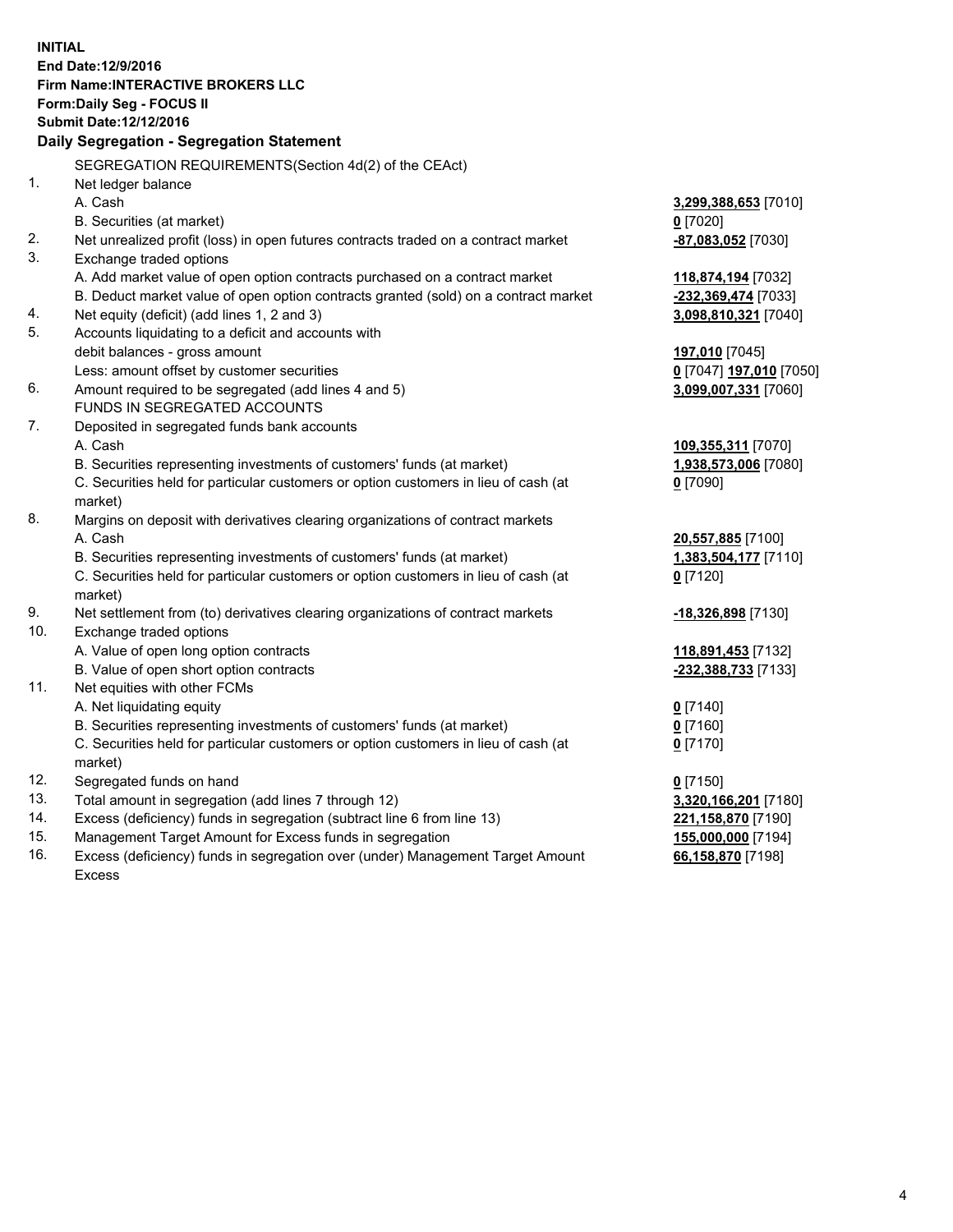**INITIAL**
**End Date:12/9/2016**
**Firm Name:INTERACTIVE BROKERS LLC**
**Form:Daily Seg - FOCUS II**
**Submit Date:12/12/2016**

**Daily Segregation - Segregation Statement**

| | | |
|---|---|---|
| | SEGREGATION REQUIREMENTS(Section 4d(2) of the CEAct) | |
| 1. | Net ledger balance | |
| | A. Cash | **3,299,388,653** [7010] |
| | B. Securities (at market) | **0** [7020] |
| 2. | Net unrealized profit (loss) in open futures contracts traded on a contract market | **-87,083,052** [7030] |
| 3. | Exchange traded options | |
| | A. Add market value of open option contracts purchased on a contract market | **118,874,194** [7032] |
| | B. Deduct market value of open option contracts granted (sold) on a contract market | **-232,369,474** [7033] |
| 4. | Net equity (deficit) (add lines 1, 2 and 3) | **3,098,810,321** [7040] |
| 5. | Accounts liquidating to a deficit and accounts with debit balances - gross amount | **197,010** [7045] |
| | Less: amount offset by customer securities | **0** [7047] **197,010** [7050] |
| 6. | Amount required to be segregated (add lines 4 and 5) | **3,099,007,331** [7060] |
| | FUNDS IN SEGREGATED ACCOUNTS | |
| 7. | Deposited in segregated funds bank accounts | |
| | A. Cash | **109,355,311** [7070] |
| | B. Securities representing investments of customers' funds (at market) | **1,938,573,006** [7080] |
| | C. Securities held for particular customers or option customers in lieu of cash (at market) | **0** [7090] |
| 8. | Margins on deposit with derivatives clearing organizations of contract markets | |
| | A. Cash | **20,557,885** [7100] |
| | B. Securities representing investments of customers' funds (at market) | **1,383,504,177** [7110] |
| | C. Securities held for particular customers or option customers in lieu of cash (at market) | **0** [7120] |
| 9. | Net settlement from (to) derivatives clearing organizations of contract markets | **-18,326,898** [7130] |
| 10. | Exchange traded options | |
| | A. Value of open long option contracts | **118,891,453** [7132] |
| | B. Value of open short option contracts | **-232,388,733** [7133] |
| 11. | Net equities with other FCMs | |
| | A. Net liquidating equity | **0** [7140] |
| | B. Securities representing investments of customers' funds (at market) | **0** [7160] |
| | C. Securities held for particular customers or option customers in lieu of cash (at market) | **0** [7170] |
| 12. | Segregated funds on hand | **0** [7150] |
| 13. | Total amount in segregation (add lines 7 through 12) | **3,320,166,201** [7180] |
| 14. | Excess (deficiency) funds in segregation (subtract line 6 from line 13) | **221,158,870** [7190] |
| 15. | Management Target Amount for Excess funds in segregation | **155,000,000** [7194] |
| 16. | Excess (deficiency) funds in segregation over (under) Management Target Amount Excess | **66,158,870** [7198] |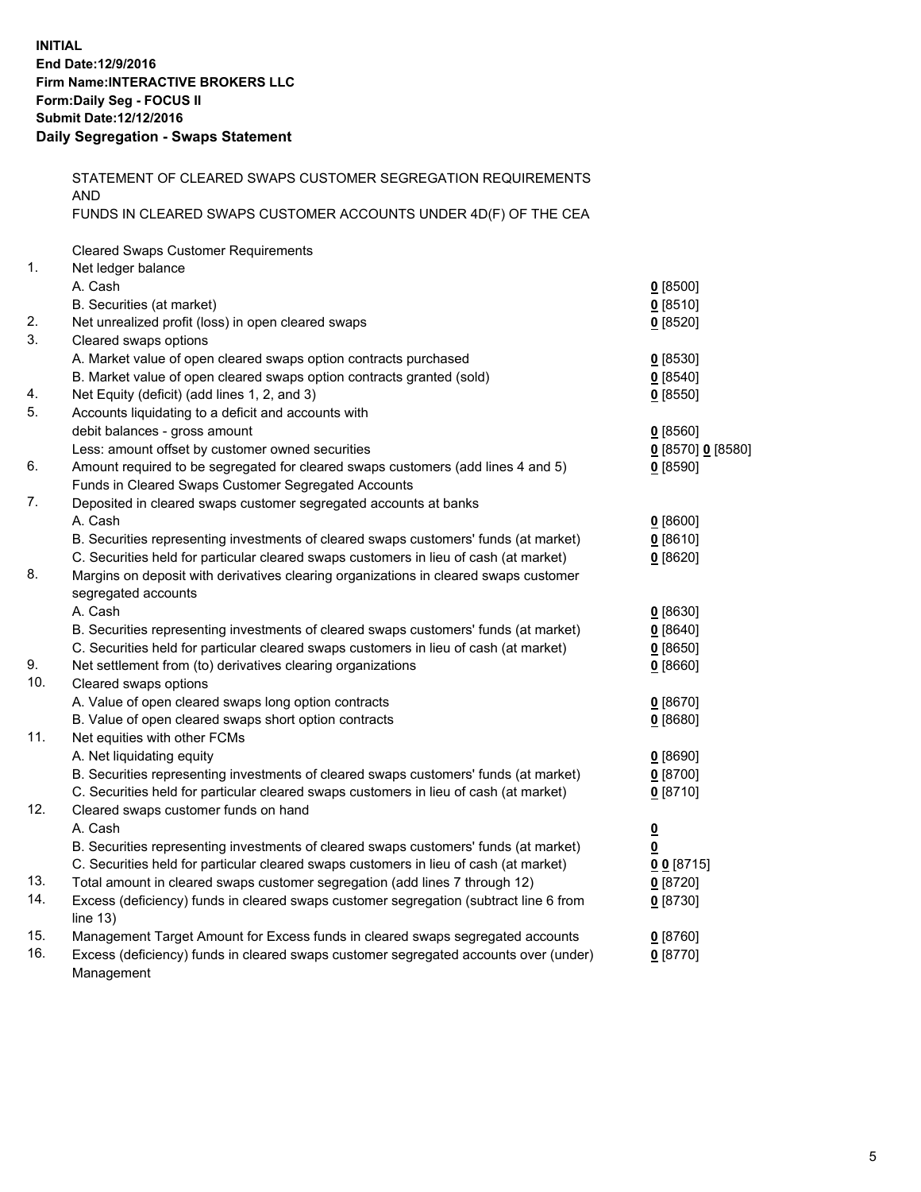**INITIAL**
**End Date:12/9/2016**
**Firm Name:INTERACTIVE BROKERS LLC**
**Form:Daily Seg - FOCUS II**
**Submit Date:12/12/2016**
**Daily Segregation - Swaps Statement**

STATEMENT OF CLEARED SWAPS CUSTOMER SEGREGATION REQUIREMENTS
AND
FUNDS IN CLEARED SWAPS CUSTOMER ACCOUNTS UNDER 4D(F) OF THE CEA

| | | |
|---|---|---|
| | Cleared Swaps Customer Requirements | |
| 1. | Net ledger balance | |
| | A. Cash | 0 [8500] |
| | B. Securities (at market) | 0 [8510] |
| 2. | Net unrealized profit (loss) in open cleared swaps | 0 [8520] |
| 3. | Cleared swaps options | |
| | A. Market value of open cleared swaps option contracts purchased | 0 [8530] |
| | B. Market value of open cleared swaps option contracts granted (sold) | 0 [8540] |
| 4. | Net Equity (deficit) (add lines 1, 2, and 3) | 0 [8550] |
| 5. | Accounts liquidating to a deficit and accounts with | |
| | debit balances - gross amount | 0 [8560] |
| | Less: amount offset by customer owned securities | 0 [8570] 0 [8580] |
| 6. | Amount required to be segregated for cleared swaps customers (add lines 4 and 5) | 0 [8590] |
| | Funds in Cleared Swaps Customer Segregated Accounts | |
| 7. | Deposited in cleared swaps customer segregated accounts at banks | |
| | A. Cash | 0 [8600] |
| | B. Securities representing investments of cleared swaps customers' funds (at market) | 0 [8610] |
| | C. Securities held for particular cleared swaps customers in lieu of cash (at market) | 0 [8620] |
| 8. | Margins on deposit with derivatives clearing organizations in cleared swaps customer segregated accounts | |
| | A. Cash | 0 [8630] |
| | B. Securities representing investments of cleared swaps customers' funds (at market) | 0 [8640] |
| | C. Securities held for particular cleared swaps customers in lieu of cash (at market) | 0 [8650] |
| 9. | Net settlement from (to) derivatives clearing organizations | 0 [8660] |
| 10. | Cleared swaps options | |
| | A. Value of open cleared swaps long option contracts | 0 [8670] |
| | B. Value of open cleared swaps short option contracts | 0 [8680] |
| 11. | Net equities with other FCMs | |
| | A. Net liquidating equity | 0 [8690] |
| | B. Securities representing investments of cleared swaps customers' funds (at market) | 0 [8700] |
| | C. Securities held for particular cleared swaps customers in lieu of cash (at market) | 0 [8710] |
| 12. | Cleared swaps customer funds on hand | |
| | A. Cash | 0 |
| | B. Securities representing investments of cleared swaps customers' funds (at market) | 0 |
| | C. Securities held for particular cleared swaps customers in lieu of cash (at market) | 0 0 [8715] |
| 13. | Total amount in cleared swaps customer segregation (add lines 7 through 12) | 0 [8720] |
| 14. | Excess (deficiency) funds in cleared swaps customer segregation (subtract line 6 from line 13) | 0 [8730] |
| 15. | Management Target Amount for Excess funds in cleared swaps segregated accounts | 0 [8760] |
| 16. | Excess (deficiency) funds in cleared swaps customer segregated accounts over (under) Management | 0 [8770] |